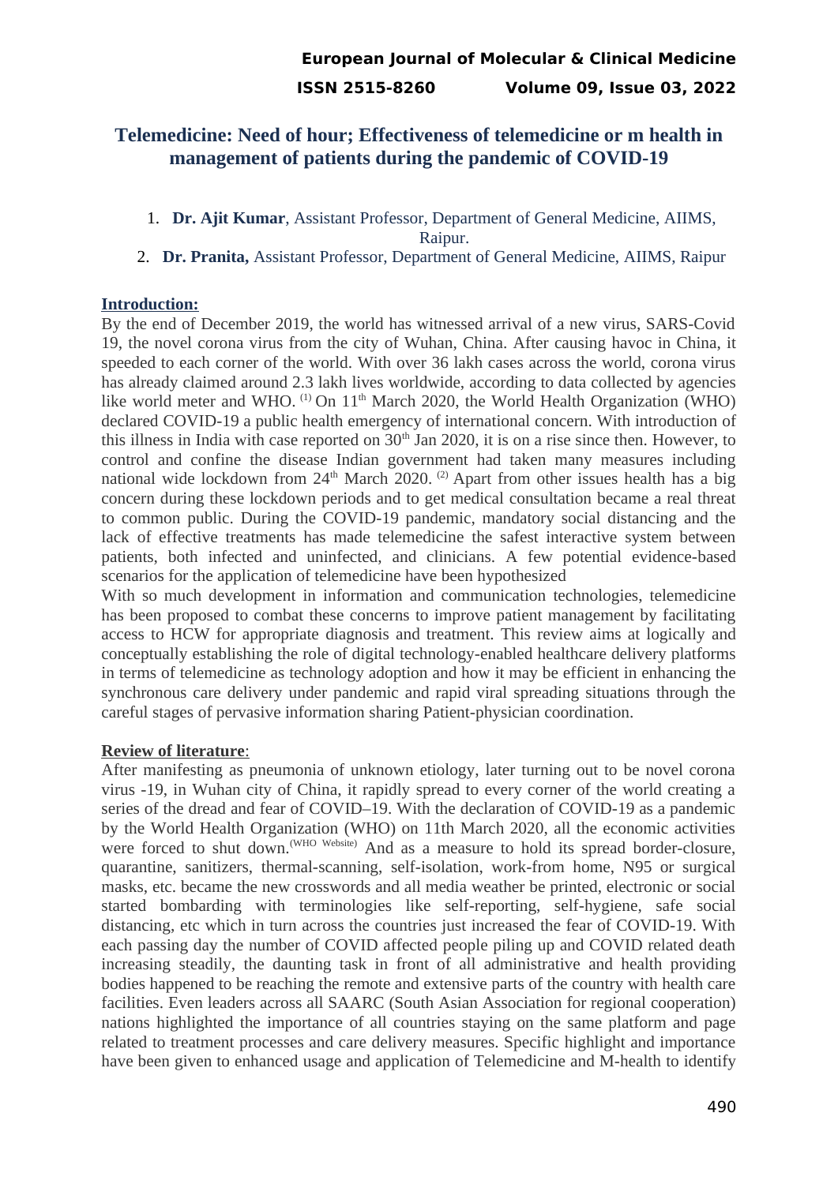# Telemedicine: Need of hour; Effectiveness of telemedicine or m health in management of patients during the pandemic of COVID-19

1. **Dr. Ajit Kumar**, Assistant Professor, Department of General Medicine, AIIMS, Raipur.
2. **Dr. Pranita,** Assistant Professor, Department of General Medicine, AIIMS, Raipur

## Introduction:

By the end of December 2019, the world has witnessed arrival of a new virus, SARS-Covid 19, the novel corona virus from the city of Wuhan, China. After causing havoc in China, it speeded to each corner of the world. With over 36 lakh cases across the world, corona virus has already claimed around 2.3 lakh lives worldwide, according to data collected by agencies like world meter and WHO. [(1)] On 11th March 2020, the World Health Organization (WHO) declared COVID-19 a public health emergency of international concern. With introduction of this illness in India with case reported on 30th Jan 2020, it is on a rise since then. However, to control and confine the disease Indian government had taken many measures including national wide lockdown from 24th March 2020. [(2)] Apart from other issues health has a big concern during these lockdown periods and to get medical consultation became a real threat to common public. During the COVID-19 pandemic, mandatory social distancing and the lack of effective treatments has made telemedicine the safest interactive system between patients, both infected and uninfected, and clinicians. A few potential evidence-based scenarios for the application of telemedicine have been hypothesized

With so much development in information and communication technologies, telemedicine has been proposed to combat these concerns to improve patient management by facilitating access to HCW for appropriate diagnosis and treatment. This review aims at logically and conceptually establishing the role of digital technology-enabled healthcare delivery platforms in terms of telemedicine as technology adoption and how it may be efficient in enhancing the synchronous care delivery under pandemic and rapid viral spreading situations through the careful stages of pervasive information sharing Patient-physician coordination.

## Review of literature:

After manifesting as pneumonia of unknown etiology, later turning out to be novel corona virus -19, in Wuhan city of China, it rapidly spread to every corner of the world creating a series of the dread and fear of COVID–19. With the declaration of COVID-19 as a pandemic by the World Health Organization (WHO) on 11th March 2020, all the economic activities were forced to shut down.[(WHO Website)] And as a measure to hold its spread border-closure, quarantine, sanitizers, thermal-scanning, self-isolation, work-from home, N95 or surgical masks, etc. became the new crosswords and all media weather be printed, electronic or social started bombarding with terminologies like self-reporting, self-hygiene, safe social distancing, etc which in turn across the countries just increased the fear of COVID-19. With each passing day the number of COVID affected people piling up and COVID related death increasing steadily, the daunting task in front of all administrative and health providing bodies happened to be reaching the remote and extensive parts of the country with health care facilities. Even leaders across all SAARC (South Asian Association for regional cooperation) nations highlighted the importance of all countries staying on the same platform and page related to treatment processes and care delivery measures. Specific highlight and importance have been given to enhanced usage and application of Telemedicine and M-health to identify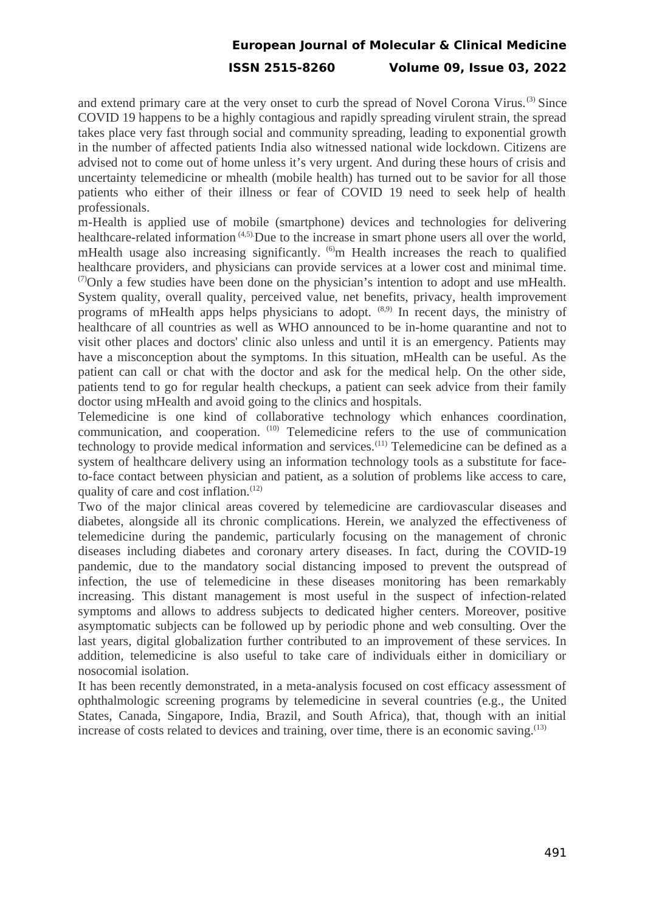and extend primary care at the very onset to curb the spread of Novel Corona Virus.[3] Since COVID 19 happens to be a highly contagious and rapidly spreading virulent strain, the spread takes place very fast through social and community spreading, leading to exponential growth in the number of affected patients India also witnessed national wide lockdown. Citizens are advised not to come out of home unless it's very urgent. And during these hours of crisis and uncertainty telemedicine or mhealth (mobile health) has turned out to be savior for all those patients who either of their illness or fear of COVID 19 need to seek help of health professionals.

m-Health is applied use of mobile (smartphone) devices and technologies for delivering healthcare-related information [4,5]. Due to the increase in smart phone users all over the world, mHealth usage also increasing significantly. [6]m Health increases the reach to qualified healthcare providers, and physicians can provide services at a lower cost and minimal time. [7]Only a few studies have been done on the physician's intention to adopt and use mHealth. System quality, overall quality, perceived value, net benefits, privacy, health improvement programs of mHealth apps helps physicians to adopt. [8,9] In recent days, the ministry of healthcare of all countries as well as WHO announced to be in-home quarantine and not to visit other places and doctors' clinic also unless and until it is an emergency. Patients may have a misconception about the symptoms. In this situation, mHealth can be useful. As the patient can call or chat with the doctor and ask for the medical help. On the other side, patients tend to go for regular health checkups, a patient can seek advice from their family doctor using mHealth and avoid going to the clinics and hospitals.

Telemedicine is one kind of collaborative technology which enhances coordination, communication, and cooperation. [10] Telemedicine refers to the use of communication technology to provide medical information and services.[11] Telemedicine can be defined as a system of healthcare delivery using an information technology tools as a substitute for face-to-face contact between physician and patient, as a solution of problems like access to care, quality of care and cost inflation.[12]

Two of the major clinical areas covered by telemedicine are cardiovascular diseases and diabetes, alongside all its chronic complications. Herein, we analyzed the effectiveness of telemedicine during the pandemic, particularly focusing on the management of chronic diseases including diabetes and coronary artery diseases. In fact, during the COVID-19 pandemic, due to the mandatory social distancing imposed to prevent the outspread of infection, the use of telemedicine in these diseases monitoring has been remarkably increasing. This distant management is most useful in the suspect of infection-related symptoms and allows to address subjects to dedicated higher centers. Moreover, positive asymptomatic subjects can be followed up by periodic phone and web consulting. Over the last years, digital globalization further contributed to an improvement of these services. In addition, telemedicine is also useful to take care of individuals either in domiciliary or nosocomial isolation.

It has been recently demonstrated, in a meta-analysis focused on cost efficacy assessment of ophthalmologic screening programs by telemedicine in several countries (e.g., the United States, Canada, Singapore, India, Brazil, and South Africa), that, though with an initial increase of costs related to devices and training, over time, there is an economic saving.[13]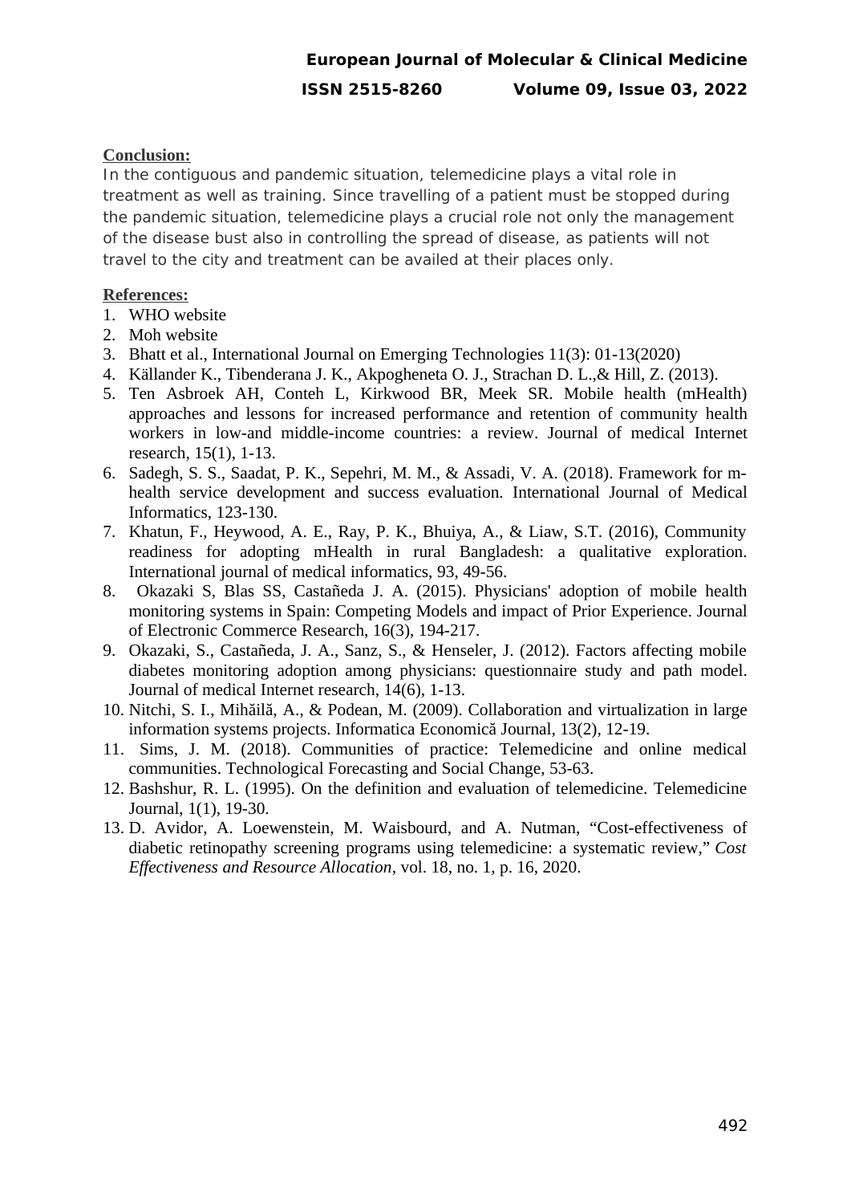**Conclusion:**

In the contiguous and pandemic situation, telemedicine plays a vital role in treatment as well as training. Since travelling of a patient must be stopped during the pandemic situation, telemedicine plays a crucial role not only the management of the disease bust also in controlling the spread of disease, as patients will not travel to the city and treatment can be availed at their places only.

**References:**

1. WHO website
2. Moh website
3. Bhatt et al., International Journal on Emerging Technologies 11(3): 01-13(2020)
4. Källander K., Tibenderana J. K., Akpogheneta O. J., Strachan D. L.,& Hill, Z. (2013).
5. Ten Asbroek AH, Conteh L, Kirkwood BR, Meek SR. Mobile health (mHealth) approaches and lessons for increased performance and retention of community health workers in low-and middle-income countries: a review. Journal of medical Internet research, 15(1), 1-13.
6. Sadegh, S. S., Saadat, P. K., Sepehri, M. M., & Assadi, V. A. (2018). Framework for m-health service development and success evaluation. International Journal of Medical Informatics, 123-130.
7. Khatun, F., Heywood, A. E., Ray, P. K., Bhuiya, A., & Liaw, S.T. (2016), Community readiness for adopting mHealth in rural Bangladesh: a qualitative exploration. International journal of medical informatics, 93, 49-56.
8. Okazaki S, Blas SS, Castañeda J. A. (2015). Physicians' adoption of mobile health monitoring systems in Spain: Competing Models and impact of Prior Experience. Journal of Electronic Commerce Research, 16(3), 194-217.
9. Okazaki, S., Castañeda, J. A., Sanz, S., & Henseler, J. (2012). Factors affecting mobile diabetes monitoring adoption among physicians: questionnaire study and path model. Journal of medical Internet research, 14(6), 1-13.
10. Nitchi, S. I., Mihăilă, A., & Podean, M. (2009). Collaboration and virtualization in large information systems projects. Informatica Economică Journal, 13(2), 12-19.
11. Sims, J. M. (2018). Communities of practice: Telemedicine and online medical communities. Technological Forecasting and Social Change, 53-63.
12. Bashshur, R. L. (1995). On the definition and evaluation of telemedicine. Telemedicine Journal, 1(1), 19-30.
13. D. Avidor, A. Loewenstein, M. Waisbourd, and A. Nutman, "Cost-effectiveness of diabetic retinopathy screening programs using telemedicine: a systematic review," *Cost Effectiveness and Resource Allocation*, vol. 18, no. 1, p. 16, 2020.